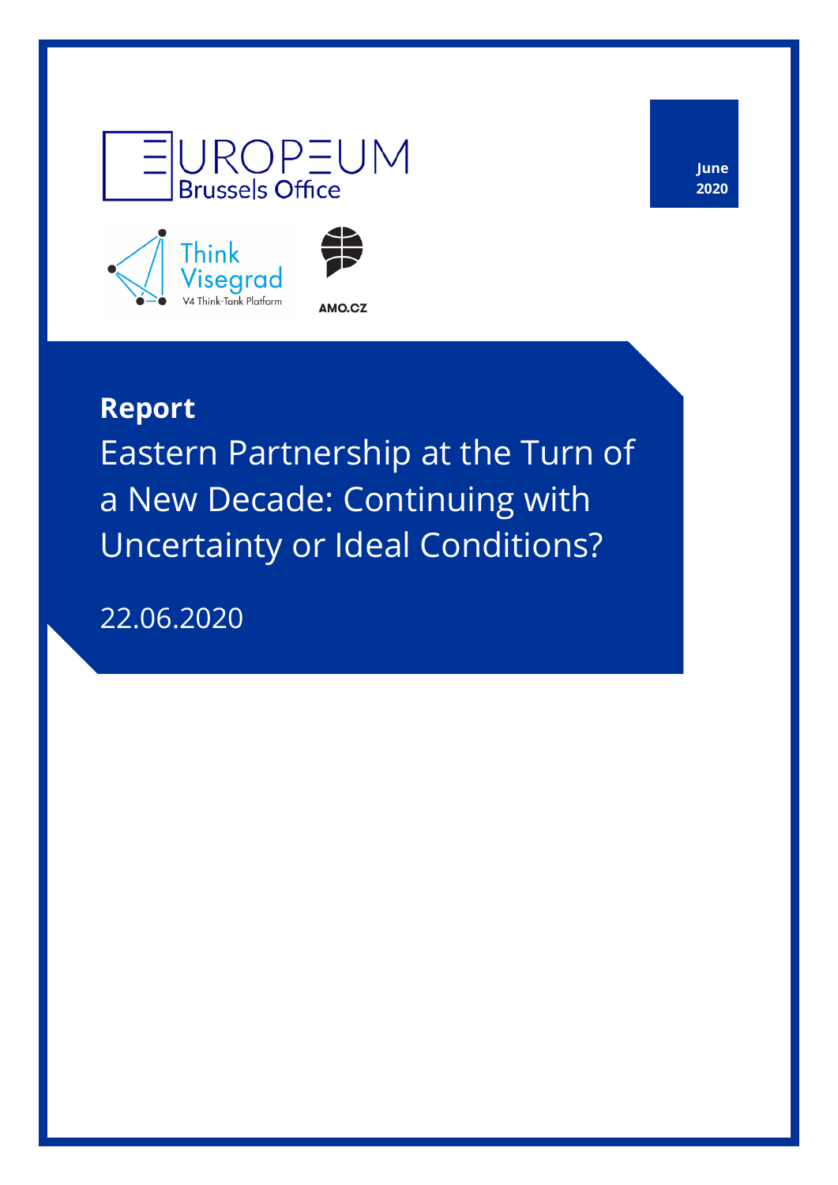EUROPEUM Brussels Office

Think Visegrad V4 Think-Tank Platform

AMO.CZ

**June 2020**

**Report**

# Eastern Partnership at the Turn of a New Decade: Continuing with Uncertainty or Ideal Conditions?

22.06.2020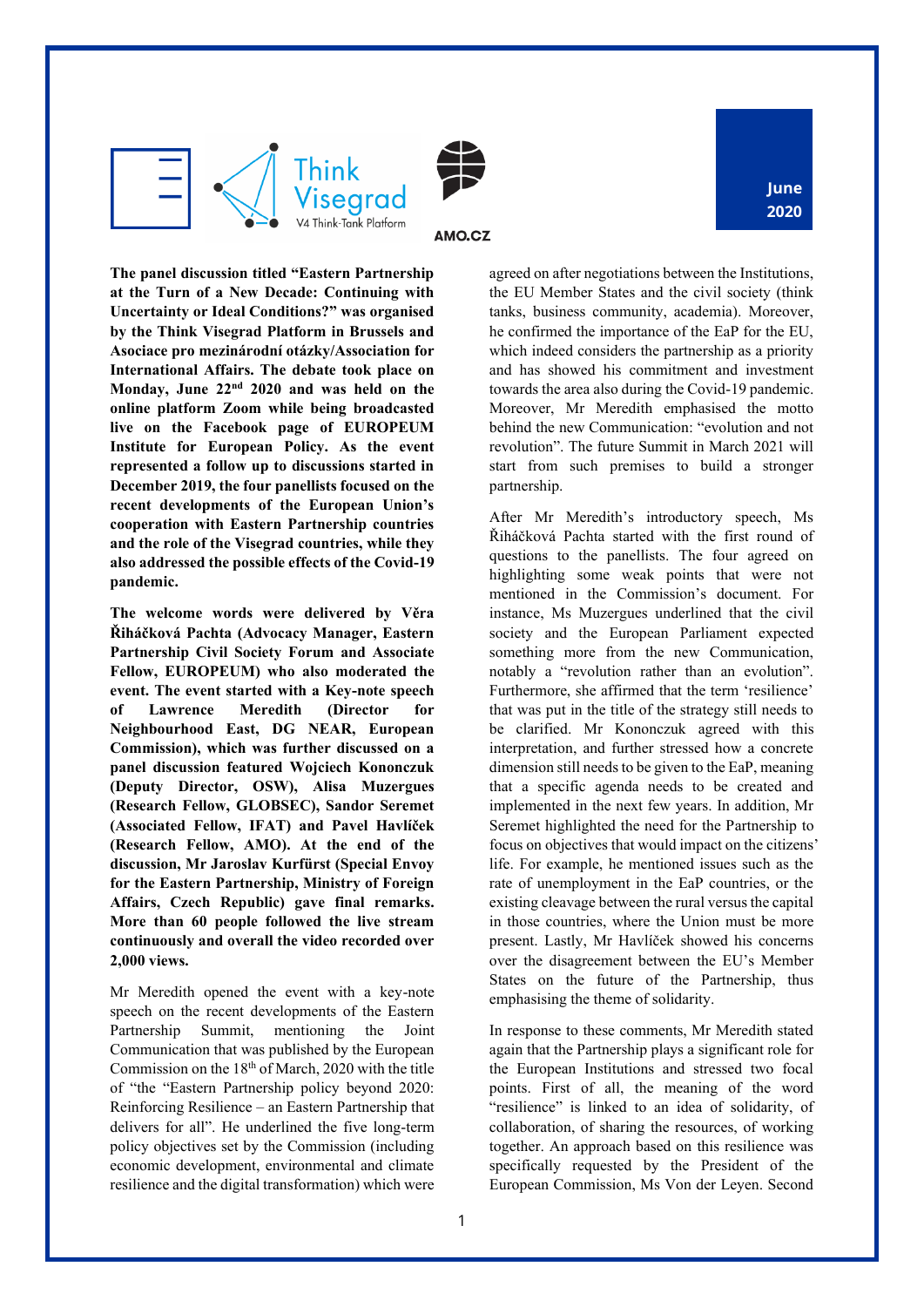**The panel discussion titled "Eastern Partnership at the Turn of a New Decade: Continuing with Uncertainty or Ideal Conditions?" was organised by the Think Visegrad Platform in Brussels and Asociace pro mezinárodní otázky/Association for International Affairs. The debate took place on Monday, June 22nd 2020 and was held on the online platform Zoom while being broadcasted live on the Facebook page of EUROPEUM Institute for European Policy. As the event represented a follow up to discussions started in December 2019, the four panellists focused on the recent developments of the European Union's cooperation with Eastern Partnership countries and the role of the Visegrad countries, while they also addressed the possible effects of the Covid-19 pandemic.**

**The welcome words were delivered by Věra Řiháčková Pachta (Advocacy Manager, Eastern Partnership Civil Society Forum and Associate Fellow, EUROPEUM) who also moderated the event. The event started with a Key-note speech of Lawrence Meredith (Director for Neighbourhood East, DG NEAR, European Commission), which was further discussed on a panel discussion featured Wojciech Kononczuk (Deputy Director, OSW), Alisa Muzergues (Research Fellow, GLOBSEC), Sandor Seremet (Associated Fellow, IFAT) and Pavel Havlíček (Research Fellow, AMO). At the end of the discussion, Mr Jaroslav Kurfürst (Special Envoy for the Eastern Partnership, Ministry of Foreign Affairs, Czech Republic) gave final remarks. More than 60 people followed the live stream continuously and overall the video recorded over 2,000 views.**

Mr Meredith opened the event with a key-note speech on the recent developments of the Eastern Partnership Summit, mentioning the Joint Communication that was published by the European Commission on the 18th of March, 2020 with the title of "the "Eastern Partnership policy beyond 2020: Reinforcing Resilience – an Eastern Partnership that delivers for all". He underlined the five long-term policy objectives set by the Commission (including economic development, environmental and climate resilience and the digital transformation) which were agreed on after negotiations between the Institutions, the EU Member States and the civil society (think tanks, business community, academia). Moreover, he confirmed the importance of the EaP for the EU, which indeed considers the partnership as a priority and has showed his commitment and investment towards the area also during the Covid-19 pandemic. Moreover, Mr Meredith emphasised the motto behind the new Communication: "evolution and not revolution". The future Summit in March 2021 will start from such premises to build a stronger partnership.

After Mr Meredith's introductory speech, Ms Řiháčková Pachta started with the first round of questions to the panellists. The four agreed on highlighting some weak points that were not mentioned in the Commission's document. For instance, Ms Muzergues underlined that the civil society and the European Parliament expected something more from the new Communication, notably a "revolution rather than an evolution". Furthermore, she affirmed that the term 'resilience' that was put in the title of the strategy still needs to be clarified. Mr Kononczuk agreed with this interpretation, and further stressed how a concrete dimension still needs to be given to the EaP, meaning that a specific agenda needs to be created and implemented in the next few years. In addition, Mr Seremet highlighted the need for the Partnership to focus on objectives that would impact on the citizens' life. For example, he mentioned issues such as the rate of unemployment in the EaP countries, or the existing cleavage between the rural versus the capital in those countries, where the Union must be more present. Lastly, Mr Havlíček showed his concerns over the disagreement between the EU's Member States on the future of the Partnership, thus emphasising the theme of solidarity.

In response to these comments, Mr Meredith stated again that the Partnership plays a significant role for the European Institutions and stressed two focal points. First of all, the meaning of the word "resilience" is linked to an idea of solidarity, of collaboration, of sharing the resources, of working together. An approach based on this resilience was specifically requested by the President of the European Commission, Ms Von der Leyen. Second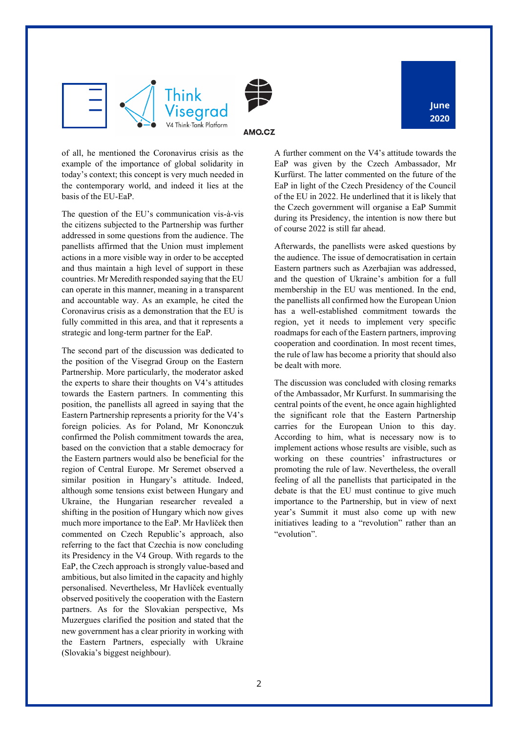of all, he mentioned the Coronavirus crisis as the example of the importance of global solidarity in today's context; this concept is very much needed in the contemporary world, and indeed it lies at the basis of the EU-EaP.

The question of the EU's communication vis-à-vis the citizens subjected to the Partnership was further addressed in some questions from the audience. The panellists affirmed that the Union must implement actions in a more visible way in order to be accepted and thus maintain a high level of support in these countries. Mr Meredith responded saying that the EU can operate in this manner, meaning in a transparent and accountable way. As an example, he cited the Coronavirus crisis as a demonstration that the EU is fully committed in this area, and that it represents a strategic and long-term partner for the EaP.

The second part of the discussion was dedicated to the position of the Visegrad Group on the Eastern Partnership. More particularly, the moderator asked the experts to share their thoughts on V4's attitudes towards the Eastern partners. In commenting this position, the panellists all agreed in saying that the Eastern Partnership represents a priority for the V4's foreign policies. As for Poland, Mr Kononczuk confirmed the Polish commitment towards the area, based on the conviction that a stable democracy for the Eastern partners would also be beneficial for the region of Central Europe. Mr Seremet observed a similar position in Hungary's attitude. Indeed, although some tensions exist between Hungary and Ukraine, the Hungarian researcher revealed a shifting in the position of Hungary which now gives much more importance to the EaP. Mr Havlíček then commented on Czech Republic's approach, also referring to the fact that Czechia is now concluding its Presidency in the V4 Group. With regards to the EaP, the Czech approach is strongly value-based and ambitious, but also limited in the capacity and highly personalised. Nevertheless, Mr Havlíček eventually observed positively the cooperation with the Eastern partners. As for the Slovakian perspective, Ms Muzergues clarified the position and stated that the new government has a clear priority in working with the Eastern Partners, especially with Ukraine (Slovakia's biggest neighbour).

A further comment on the V4's attitude towards the EaP was given by the Czech Ambassador, Mr Kurfürst. The latter commented on the future of the EaP in light of the Czech Presidency of the Council of the EU in 2022. He underlined that it is likely that the Czech government will organise a EaP Summit during its Presidency, the intention is now there but of course 2022 is still far ahead.

Afterwards, the panellists were asked questions by the audience. The issue of democratisation in certain Eastern partners such as Azerbajian was addressed, and the question of Ukraine's ambition for a full membership in the EU was mentioned. In the end, the panellists all confirmed how the European Union has a well-established commitment towards the region, yet it needs to implement very specific roadmaps for each of the Eastern partners, improving cooperation and coordination. In most recent times, the rule of law has become a priority that should also be dealt with more.

The discussion was concluded with closing remarks of the Ambassador, Mr Kurfurst. In summarising the central points of the event, he once again highlighted the significant role that the Eastern Partnership carries for the European Union to this day. According to him, what is necessary now is to implement actions whose results are visible, such as working on these countries' infrastructures or promoting the rule of law. Nevertheless, the overall feeling of all the panellists that participated in the debate is that the EU must continue to give much importance to the Partnership, but in view of next year's Summit it must also come up with new initiatives leading to a "revolution" rather than an "evolution".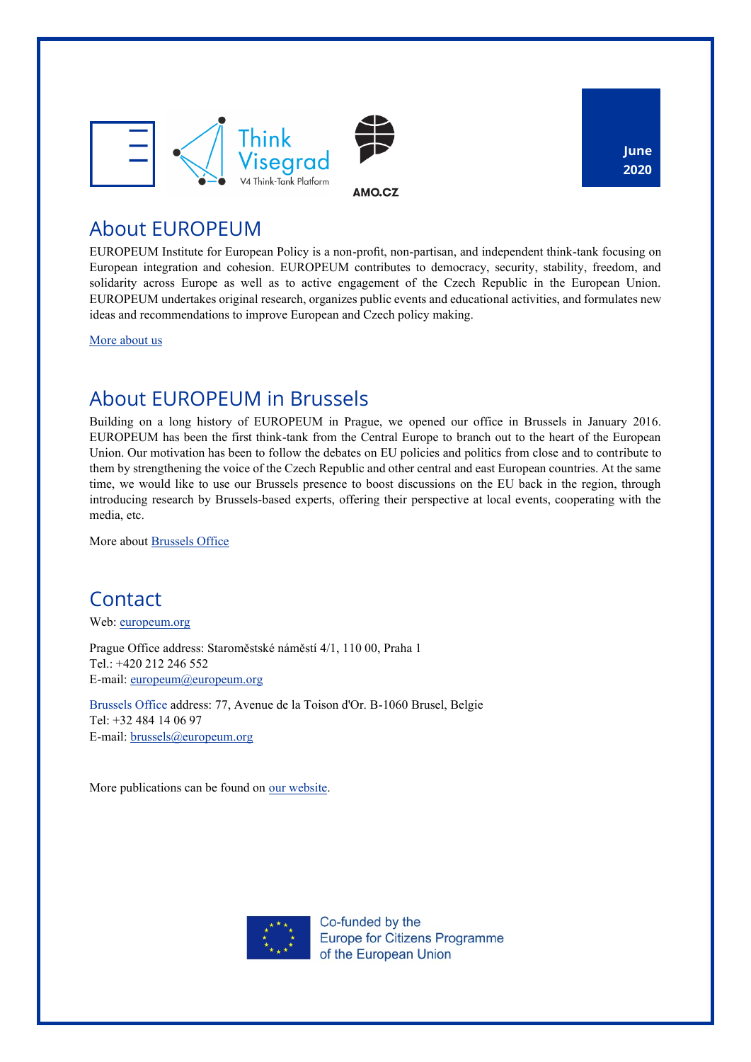June 2020

## About EUROPEUM

EUROPEUM Institute for European Policy is a non-profit, non-partisan, and independent think-tank focusing on European integration and cohesion. EUROPEUM contributes to democracy, security, stability, freedom, and solidarity across Europe as well as to active engagement of the Czech Republic in the European Union. EUROPEUM undertakes original research, organizes public events and educational activities, and formulates new ideas and recommendations to improve European and Czech policy making.

More about us

## About EUROPEUM in Brussels

Building on a long history of EUROPEUM in Prague, we opened our office in Brussels in January 2016. EUROPEUM has been the first think-tank from the Central Europe to branch out to the heart of the European Union. Our motivation has been to follow the debates on EU policies and politics from close and to contribute to them by strengthening the voice of the Czech Republic and other central and east European countries. At the same time, we would like to use our Brussels presence to boost discussions on the EU back in the region, through introducing research by Brussels-based experts, offering their perspective at local events, cooperating with the media, etc.

More about Brussels Office

## Contact

Web: europeum.org

Prague Office address: Staroměstské náměstí 4/1, 110 00, Praha 1
Tel.: +420 212 246 552
E-mail: europeum@europeum.org

Brussels Office address: 77, Avenue de la Toison d'Or. B-1060 Brusel, Belgie
Tel: +32 484 14 06 97
E-mail: brussels@europeum.org

More publications can be found on our website.

Co-funded by the
Europe for Citizens Programme
of the European Union